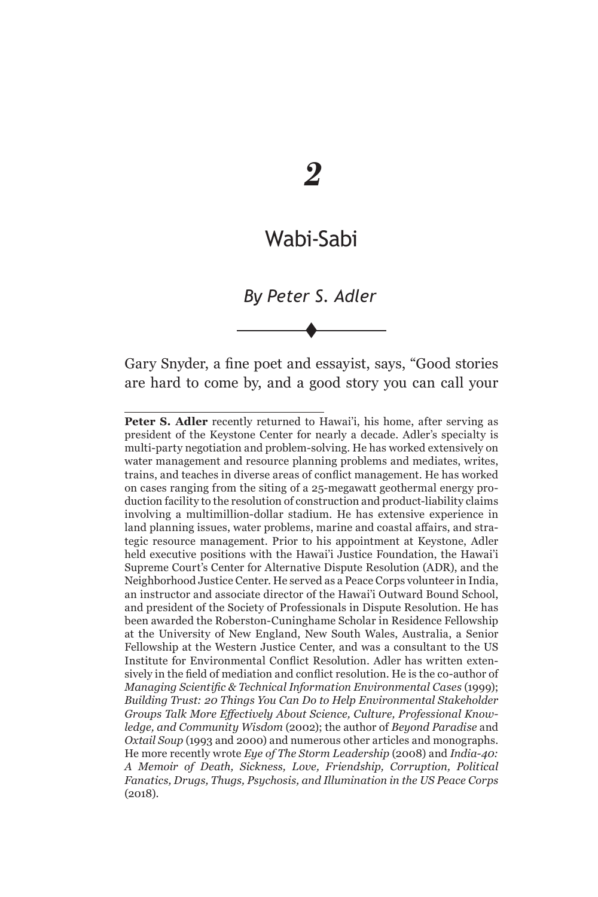# 2

# Wabi-Sabi

*By Peter S. Adler*

Gary Snyder, a fine poet and essayist, says, "Good stories are hard to come by, and a good story you can call your

---

**Peter S. Adler** recently returned to Hawai'i, his home, after serving as president of the Keystone Center for nearly a decade. Adler's specialty is multi-party negotiation and problem-solving. He has worked extensively on water management and resource planning problems and mediates, writes, trains, and teaches in diverse areas of conflict management. He has worked on cases ranging from the siting of a 25-megawatt geothermal energy production facility to the resolution of construction and product-liability claims involving a multimillion-dollar stadium. He has extensive experience in land planning issues, water problems, marine and coastal affairs, and strategic resource management. Prior to his appointment at Keystone, Adler held executive positions with the Hawai'i Justice Foundation, the Hawai'i Supreme Court's Center for Alternative Dispute Resolution (ADR), and the Neighborhood Justice Center. He served as a Peace Corps volunteer in India, an instructor and associate director of the Hawai'i Outward Bound School, and president of the Society of Professionals in Dispute Resolution. He has been awarded the Roberston-Cuninghame Scholar in Residence Fellowship at the University of New England, New South Wales, Australia, a Senior Fellowship at the Western Justice Center, and was a consultant to the US Institute for Environmental Conflict Resolution. Adler has written extensively in the field of mediation and conflict resolution. He is the co-author of *Managing Scientific & Technical Information Environmental Cases* (1999); *Building Trust: 20 Things You Can Do to Help Environmental Stakeholder Groups Talk More Effectively About Science, Culture, Professional Knowledge, and Community Wisdom* (2002); the author of *Beyond Paradise* and *Oxtail Soup* (1993 and 2000) and numerous other articles and monographs. He more recently wrote *Eye of The Storm Leadership* (2008) and *India-40: A Memoir of Death, Sickness, Love, Friendship, Corruption, Political Fanatics, Drugs, Thugs, Psychosis, and Illumination in the US Peace Corps* (2018).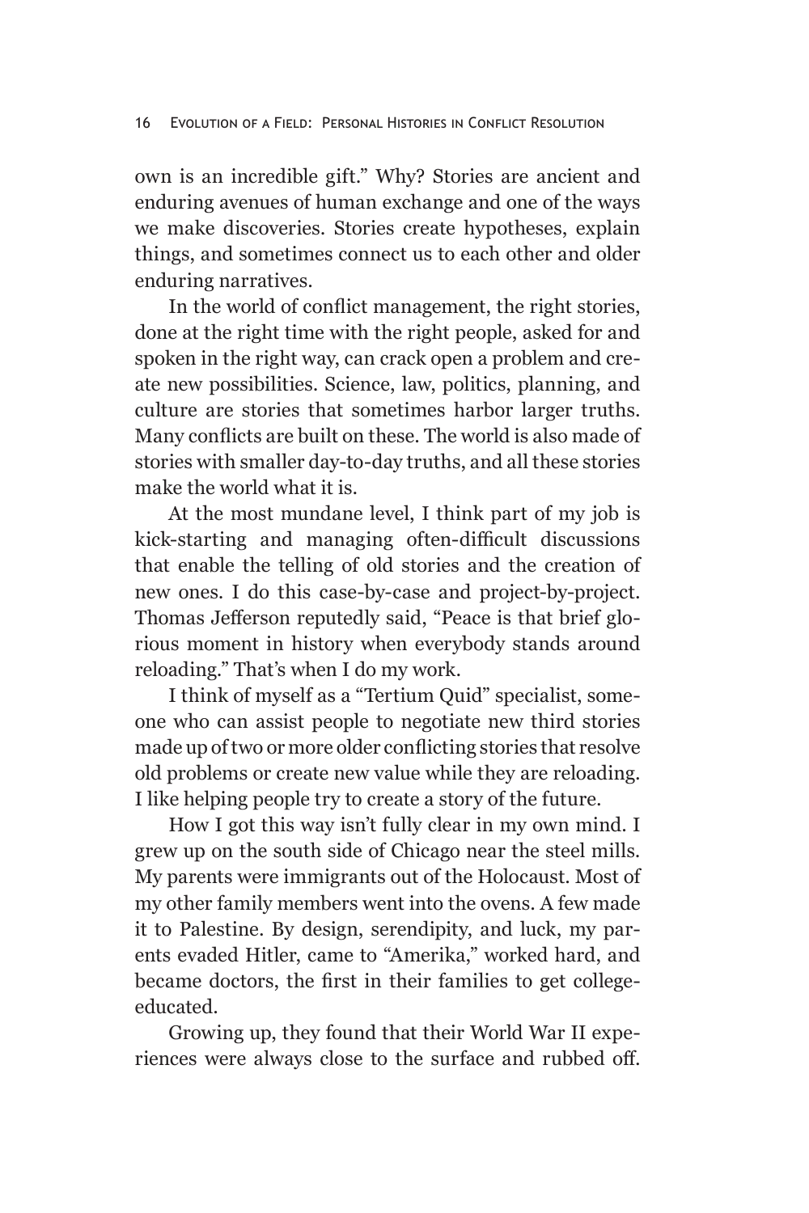own is an incredible gift." Why? Stories are ancient and enduring avenues of human exchange and one of the ways we make discoveries. Stories create hypotheses, explain things, and sometimes connect us to each other and older enduring narratives.

In the world of conflict management, the right stories, done at the right time with the right people, asked for and spoken in the right way, can crack open a problem and create new possibilities. Science, law, politics, planning, and culture are stories that sometimes harbor larger truths. Many conflicts are built on these. The world is also made of stories with smaller day-to-day truths, and all these stories make the world what it is.

At the most mundane level, I think part of my job is kick-starting and managing often-difficult discussions that enable the telling of old stories and the creation of new ones. I do this case-by-case and project-by-project. Thomas Jefferson reputedly said, "Peace is that brief glorious moment in history when everybody stands around reloading." That's when I do my work.

I think of myself as a "Tertium Quid" specialist, someone who can assist people to negotiate new third stories made up of two or more older conflicting stories that resolve old problems or create new value while they are reloading. I like helping people try to create a story of the future.

How I got this way isn't fully clear in my own mind. I grew up on the south side of Chicago near the steel mills. My parents were immigrants out of the Holocaust. Most of my other family members went into the ovens. A few made it to Palestine. By design, serendipity, and luck, my parents evaded Hitler, came to "Amerika," worked hard, and became doctors, the first in their families to get college-educated.

Growing up, they found that their World War II experiences were always close to the surface and rubbed off.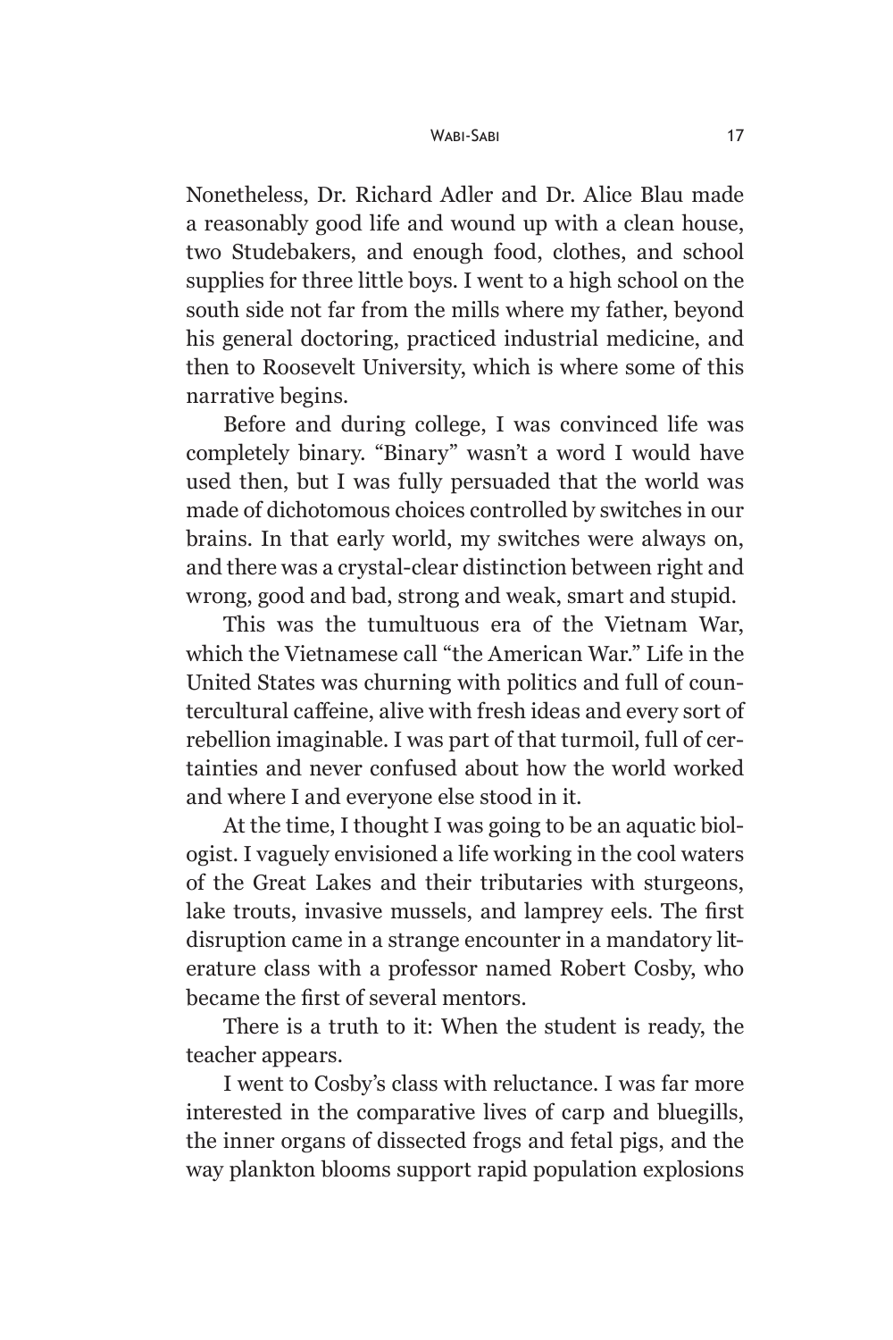Nonetheless, Dr. Richard Adler and Dr. Alice Blau made a reasonably good life and wound up with a clean house, two Studebakers, and enough food, clothes, and school supplies for three little boys. I went to a high school on the south side not far from the mills where my father, beyond his general doctoring, practiced industrial medicine, and then to Roosevelt University, which is where some of this narrative begins.

Before and during college, I was convinced life was completely binary. "Binary" wasn't a word I would have used then, but I was fully persuaded that the world was made of dichotomous choices controlled by switches in our brains. In that early world, my switches were always on, and there was a crystal-clear distinction between right and wrong, good and bad, strong and weak, smart and stupid.

This was the tumultuous era of the Vietnam War, which the Vietnamese call "the American War." Life in the United States was churning with politics and full of countercultural caffeine, alive with fresh ideas and every sort of rebellion imaginable. I was part of that turmoil, full of certainties and never confused about how the world worked and where I and everyone else stood in it.

At the time, I thought I was going to be an aquatic biologist. I vaguely envisioned a life working in the cool waters of the Great Lakes and their tributaries with sturgeons, lake trouts, invasive mussels, and lamprey eels. The first disruption came in a strange encounter in a mandatory literature class with a professor named Robert Cosby, who became the first of several mentors.

There is a truth to it: When the student is ready, the teacher appears.

I went to Cosby's class with reluctance. I was far more interested in the comparative lives of carp and bluegills, the inner organs of dissected frogs and fetal pigs, and the way plankton blooms support rapid population explosions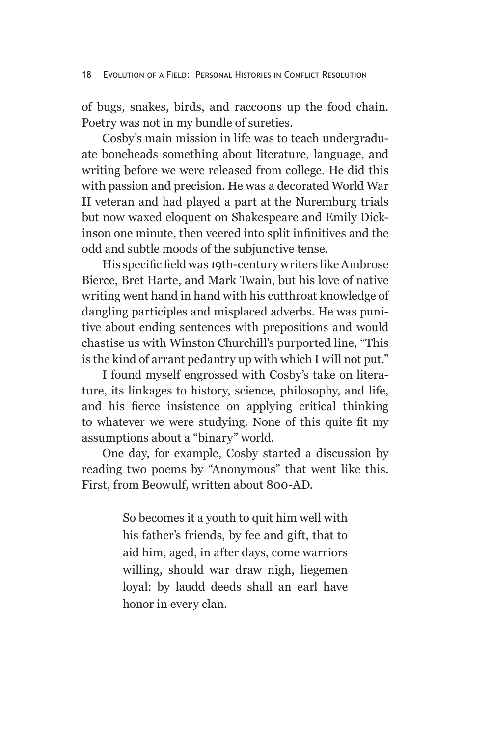of bugs, snakes, birds, and raccoons up the food chain. Poetry was not in my bundle of sureties.

Cosby's main mission in life was to teach undergraduate boneheads something about literature, language, and writing before we were released from college. He did this with passion and precision. He was a decorated World War II veteran and had played a part at the Nuremburg trials but now waxed eloquent on Shakespeare and Emily Dickinson one minute, then veered into split infinitives and the odd and subtle moods of the subjunctive tense.

His specific field was 19th-century writers like Ambrose Bierce, Bret Harte, and Mark Twain, but his love of native writing went hand in hand with his cutthroat knowledge of dangling participles and misplaced adverbs. He was punitive about ending sentences with prepositions and would chastise us with Winston Churchill's purported line, "This is the kind of arrant pedantry up with which I will not put."

I found myself engrossed with Cosby's take on literature, its linkages to history, science, philosophy, and life, and his fierce insistence on applying critical thinking to whatever we were studying. None of this quite fit my assumptions about a "binary" world.

One day, for example, Cosby started a discussion by reading two poems by "Anonymous" that went like this. First, from Beowulf, written about 800-AD.

> So becomes it a youth to quit him well with his father's friends, by fee and gift, that to aid him, aged, in after days, come warriors willing, should war draw nigh, liegemen loyal: by laudd deeds shall an earl have honor in every clan.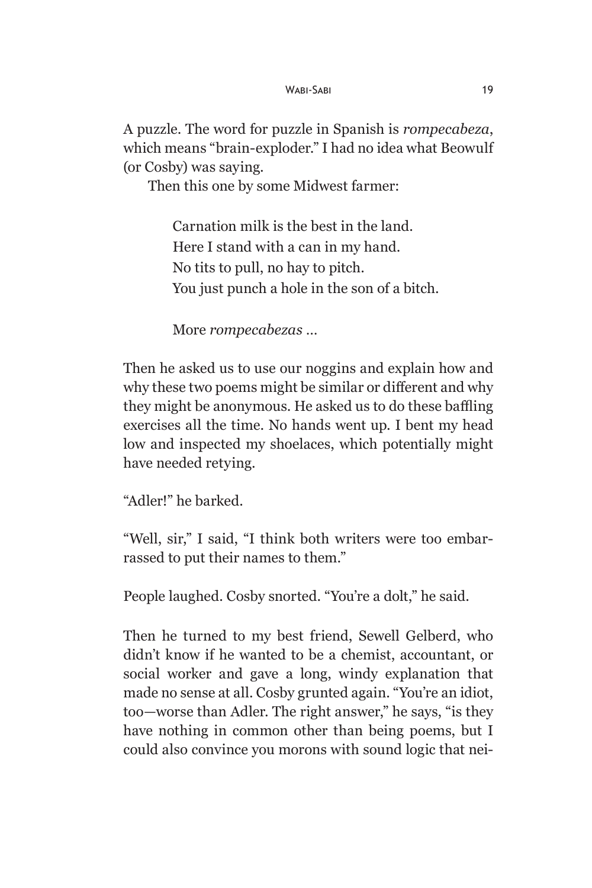A puzzle. The word for puzzle in Spanish is *rompecabeza*, which means "brain-exploder." I had no idea what Beowulf (or Cosby) was saying.

Then this one by some Midwest farmer:

> Carnation milk is the best in the land.  
> Here I stand with a can in my hand.  
> No tits to pull, no hay to pitch.  
> You just punch a hole in the son of a bitch.
>
> More *rompecabezas* …

Then he asked us to use our noggins and explain how and why these two poems might be similar or different and why they might be anonymous. He asked us to do these baffling exercises all the time. No hands went up. I bent my head low and inspected my shoelaces, which potentially might have needed retying.

"Adler!" he barked.

"Well, sir," I said, "I think both writers were too embarrassed to put their names to them."

People laughed. Cosby snorted. "You're a dolt," he said.

Then he turned to my best friend, Sewell Gelberd, who didn't know if he wanted to be a chemist, accountant, or social worker and gave a long, windy explanation that made no sense at all. Cosby grunted again. "You're an idiot, too—worse than Adler. The right answer," he says, "is they have nothing in common other than being poems, but I could also convince you morons with sound logic that nei-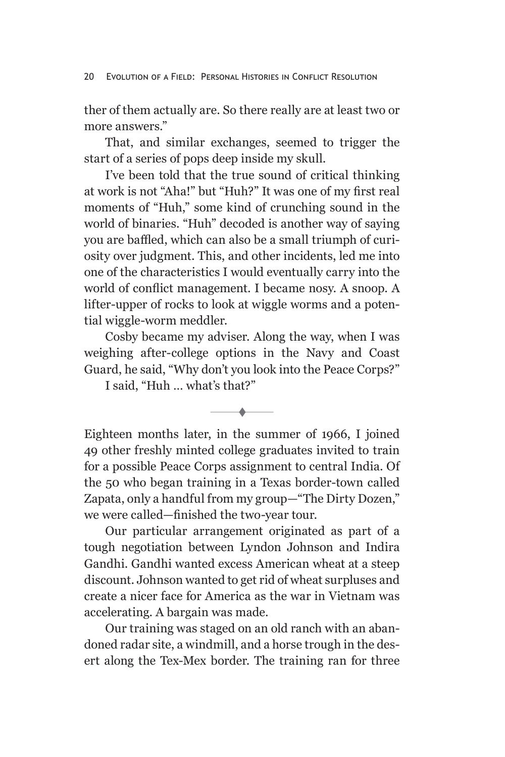ther of them actually are. So there really are at least two or more answers."

That, and similar exchanges, seemed to trigger the start of a series of pops deep inside my skull.

I've been told that the true sound of critical thinking at work is not "Aha!" but "Huh?" It was one of my first real moments of "Huh," some kind of crunching sound in the world of binaries. "Huh" decoded is another way of saying you are baffled, which can also be a small triumph of curiosity over judgment. This, and other incidents, led me into one of the characteristics I would eventually carry into the world of conflict management. I became nosy. A snoop. A lifter-upper of rocks to look at wiggle worms and a potential wiggle-worm meddler.

Cosby became my adviser. Along the way, when I was weighing after-college options in the Navy and Coast Guard, he said, "Why don't you look into the Peace Corps?"

I said, "Huh ... what's that?"

---

Eighteen months later, in the summer of 1966, I joined 49 other freshly minted college graduates invited to train for a possible Peace Corps assignment to central India. Of the 50 who began training in a Texas border-town called Zapata, only a handful from my group—"The Dirty Dozen," we were called—finished the two-year tour.

Our particular arrangement originated as part of a tough negotiation between Lyndon Johnson and Indira Gandhi. Gandhi wanted excess American wheat at a steep discount. Johnson wanted to get rid of wheat surpluses and create a nicer face for America as the war in Vietnam was accelerating. A bargain was made.

Our training was staged on an old ranch with an abandoned radar site, a windmill, and a horse trough in the desert along the Tex-Mex border. The training ran for three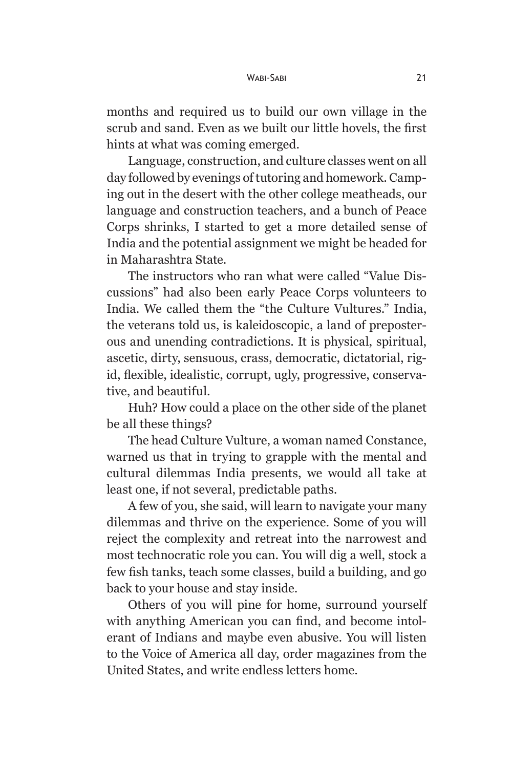months and required us to build our own village in the scrub and sand. Even as we built our little hovels, the first hints at what was coming emerged.

Language, construction, and culture classes went on all day followed by evenings of tutoring and homework. Camping out in the desert with the other college meatheads, our language and construction teachers, and a bunch of Peace Corps shrinks, I started to get a more detailed sense of India and the potential assignment we might be headed for in Maharashtra State.

The instructors who ran what were called "Value Discussions" had also been early Peace Corps volunteers to India. We called them the "the Culture Vultures." India, the veterans told us, is kaleidoscopic, a land of preposterous and unending contradictions. It is physical, spiritual, ascetic, dirty, sensuous, crass, democratic, dictatorial, rigid, flexible, idealistic, corrupt, ugly, progressive, conservative, and beautiful.

Huh? How could a place on the other side of the planet be all these things?

The head Culture Vulture, a woman named Constance, warned us that in trying to grapple with the mental and cultural dilemmas India presents, we would all take at least one, if not several, predictable paths.

A few of you, she said, will learn to navigate your many dilemmas and thrive on the experience. Some of you will reject the complexity and retreat into the narrowest and most technocratic role you can. You will dig a well, stock a few fish tanks, teach some classes, build a building, and go back to your house and stay inside.

Others of you will pine for home, surround yourself with anything American you can find, and become intolerant of Indians and maybe even abusive. You will listen to the Voice of America all day, order magazines from the United States, and write endless letters home.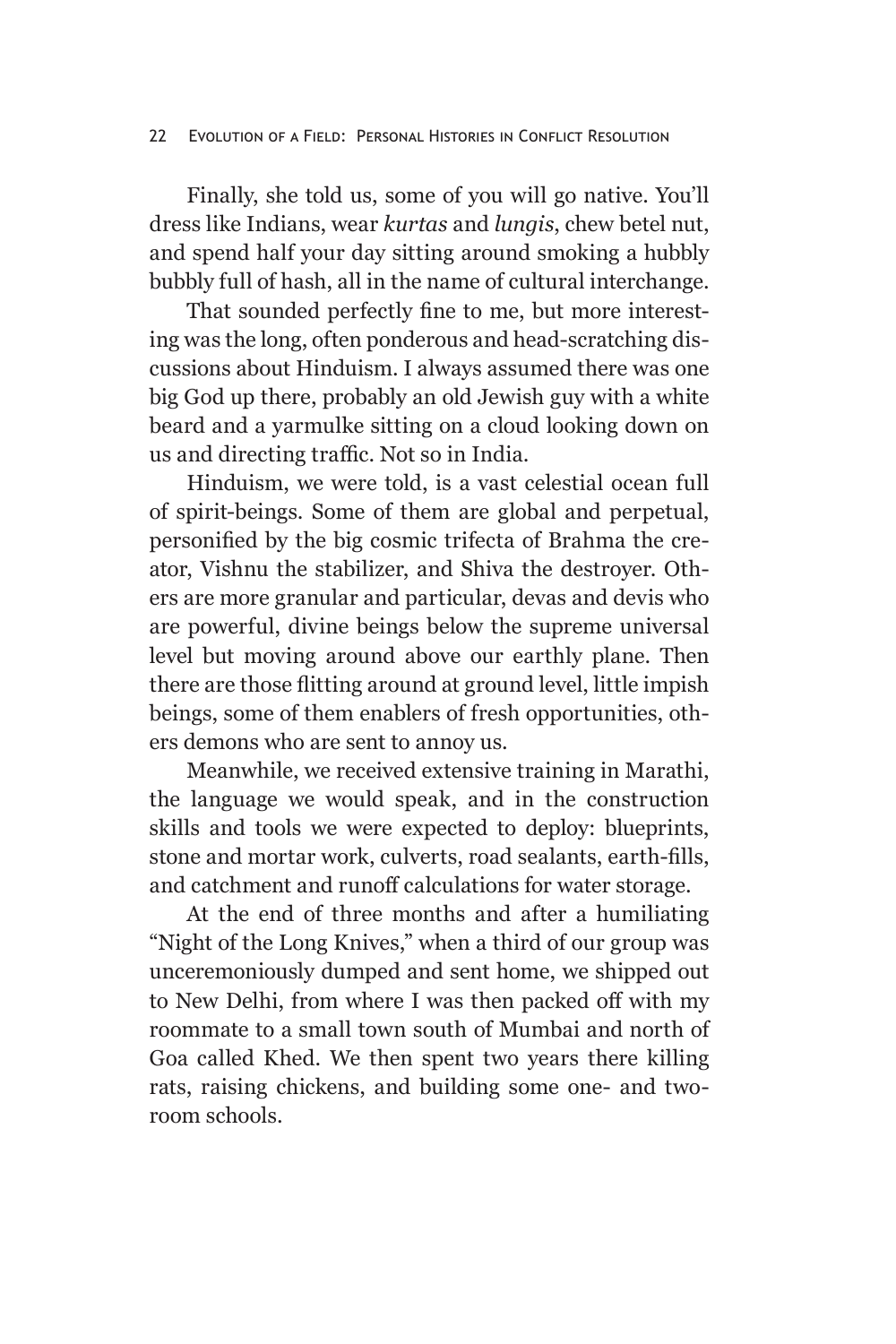Finally, she told us, some of you will go native. You'll dress like Indians, wear *kurtas* and *lungis*, chew betel nut, and spend half your day sitting around smoking a hubbly bubbly full of hash, all in the name of cultural interchange.

That sounded perfectly fine to me, but more interesting was the long, often ponderous and head-scratching discussions about Hinduism. I always assumed there was one big God up there, probably an old Jewish guy with a white beard and a yarmulke sitting on a cloud looking down on us and directing traffic. Not so in India.

Hinduism, we were told, is a vast celestial ocean full of spirit-beings. Some of them are global and perpetual, personified by the big cosmic trifecta of Brahma the creator, Vishnu the stabilizer, and Shiva the destroyer. Others are more granular and particular, devas and devis who are powerful, divine beings below the supreme universal level but moving around above our earthly plane. Then there are those flitting around at ground level, little impish beings, some of them enablers of fresh opportunities, others demons who are sent to annoy us.

Meanwhile, we received extensive training in Marathi, the language we would speak, and in the construction skills and tools we were expected to deploy: blueprints, stone and mortar work, culverts, road sealants, earth-fills, and catchment and runoff calculations for water storage.

At the end of three months and after a humiliating "Night of the Long Knives," when a third of our group was unceremoniously dumped and sent home, we shipped out to New Delhi, from where I was then packed off with my roommate to a small town south of Mumbai and north of Goa called Khed. We then spent two years there killing rats, raising chickens, and building some one- and two-room schools.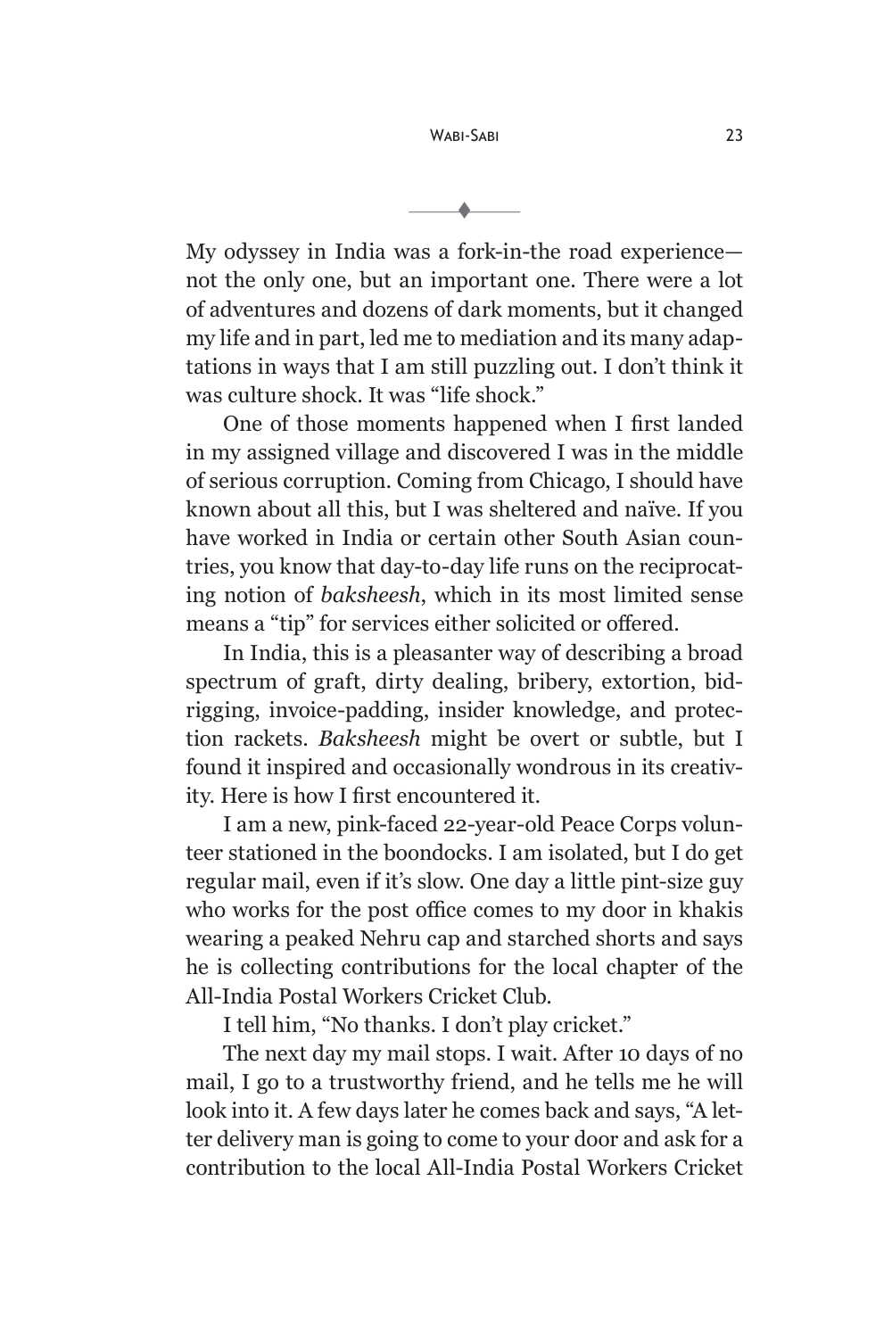My odyssey in India was a fork-in-the road experience—not the only one, but an important one. There were a lot of adventures and dozens of dark moments, but it changed my life and in part, led me to mediation and its many adaptations in ways that I am still puzzling out. I don't think it was culture shock. It was "life shock."

One of those moments happened when I first landed in my assigned village and discovered I was in the middle of serious corruption. Coming from Chicago, I should have known about all this, but I was sheltered and naïve. If you have worked in India or certain other South Asian countries, you know that day-to-day life runs on the reciprocating notion of *baksheesh*, which in its most limited sense means a "tip" for services either solicited or offered.

In India, this is a pleasanter way of describing a broad spectrum of graft, dirty dealing, bribery, extortion, bid-rigging, invoice-padding, insider knowledge, and protection rackets. *Baksheesh* might be overt or subtle, but I found it inspired and occasionally wondrous in its creativity. Here is how I first encountered it.

I am a new, pink-faced 22-year-old Peace Corps volunteer stationed in the boondocks. I am isolated, but I do get regular mail, even if it's slow. One day a little pint-size guy who works for the post office comes to my door in khakis wearing a peaked Nehru cap and starched shorts and says he is collecting contributions for the local chapter of the All-India Postal Workers Cricket Club.

I tell him, "No thanks. I don't play cricket."

The next day my mail stops. I wait. After 10 days of no mail, I go to a trustworthy friend, and he tells me he will look into it. A few days later he comes back and says, "A letter delivery man is going to come to your door and ask for a contribution to the local All-India Postal Workers Cricket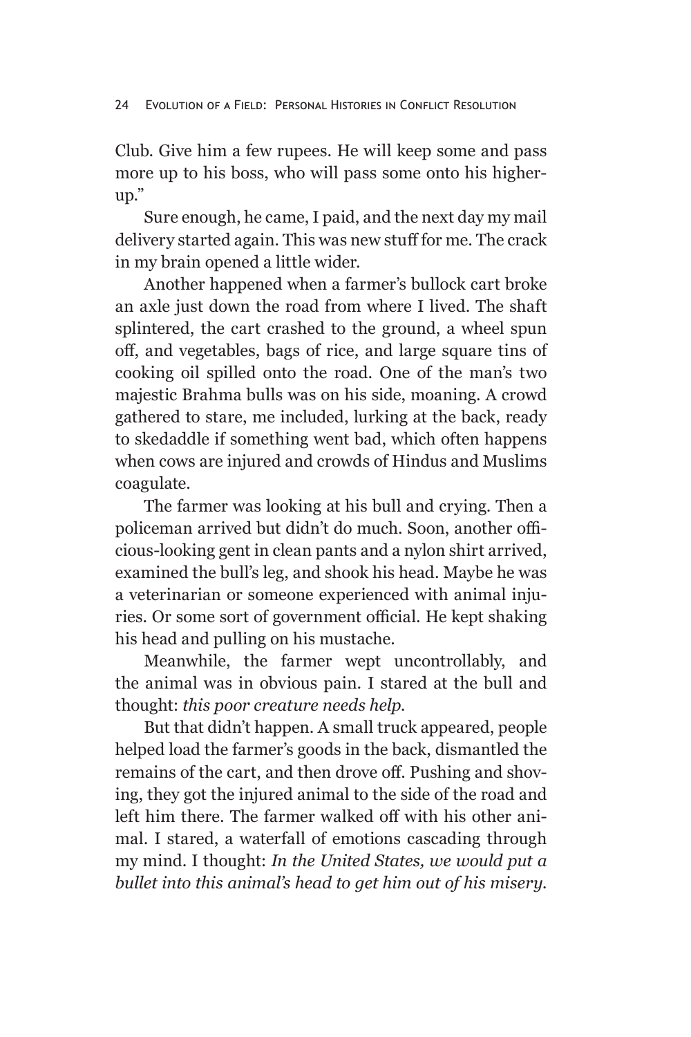Club. Give him a few rupees. He will keep some and pass more up to his boss, who will pass some onto his higher-up."

Sure enough, he came, I paid, and the next day my mail delivery started again. This was new stuff for me. The crack in my brain opened a little wider.

Another happened when a farmer's bullock cart broke an axle just down the road from where I lived. The shaft splintered, the cart crashed to the ground, a wheel spun off, and vegetables, bags of rice, and large square tins of cooking oil spilled onto the road. One of the man's two majestic Brahma bulls was on his side, moaning. A crowd gathered to stare, me included, lurking at the back, ready to skedaddle if something went bad, which often happens when cows are injured and crowds of Hindus and Muslims coagulate.

The farmer was looking at his bull and crying. Then a policeman arrived but didn't do much. Soon, another officious-looking gent in clean pants and a nylon shirt arrived, examined the bull's leg, and shook his head. Maybe he was a veterinarian or someone experienced with animal injuries. Or some sort of government official. He kept shaking his head and pulling on his mustache.

Meanwhile, the farmer wept uncontrollably, and the animal was in obvious pain. I stared at the bull and thought: *this poor creature needs help.*

But that didn't happen. A small truck appeared, people helped load the farmer's goods in the back, dismantled the remains of the cart, and then drove off. Pushing and shoving, they got the injured animal to the side of the road and left him there. The farmer walked off with his other animal. I stared, a waterfall of emotions cascading through my mind. I thought: *In the United States, we would put a bullet into this animal's head to get him out of his misery.*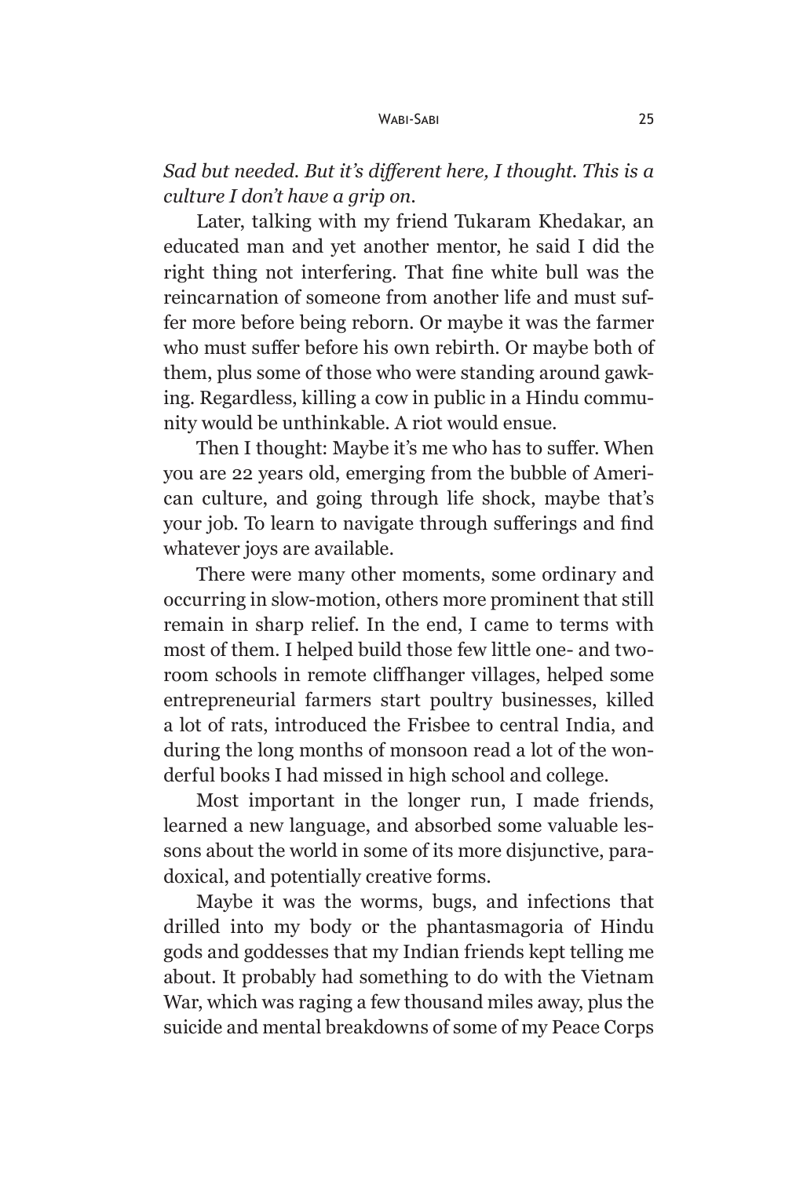*Sad but needed. But it's different here, I thought. This is a culture I don't have a grip on.*

Later, talking with my friend Tukaram Khedakar, an educated man and yet another mentor, he said I did the right thing not interfering. That fine white bull was the reincarnation of someone from another life and must suffer more before being reborn. Or maybe it was the farmer who must suffer before his own rebirth. Or maybe both of them, plus some of those who were standing around gawking. Regardless, killing a cow in public in a Hindu community would be unthinkable. A riot would ensue.

Then I thought: Maybe it's me who has to suffer. When you are 22 years old, emerging from the bubble of American culture, and going through life shock, maybe that's your job. To learn to navigate through sufferings and find whatever joys are available.

There were many other moments, some ordinary and occurring in slow-motion, others more prominent that still remain in sharp relief. In the end, I came to terms with most of them. I helped build those few little one- and two-room schools in remote cliffhanger villages, helped some entrepreneurial farmers start poultry businesses, killed a lot of rats, introduced the Frisbee to central India, and during the long months of monsoon read a lot of the wonderful books I had missed in high school and college.

Most important in the longer run, I made friends, learned a new language, and absorbed some valuable lessons about the world in some of its more disjunctive, paradoxical, and potentially creative forms.

Maybe it was the worms, bugs, and infections that drilled into my body or the phantasmagoria of Hindu gods and goddesses that my Indian friends kept telling me about. It probably had something to do with the Vietnam War, which was raging a few thousand miles away, plus the suicide and mental breakdowns of some of my Peace Corps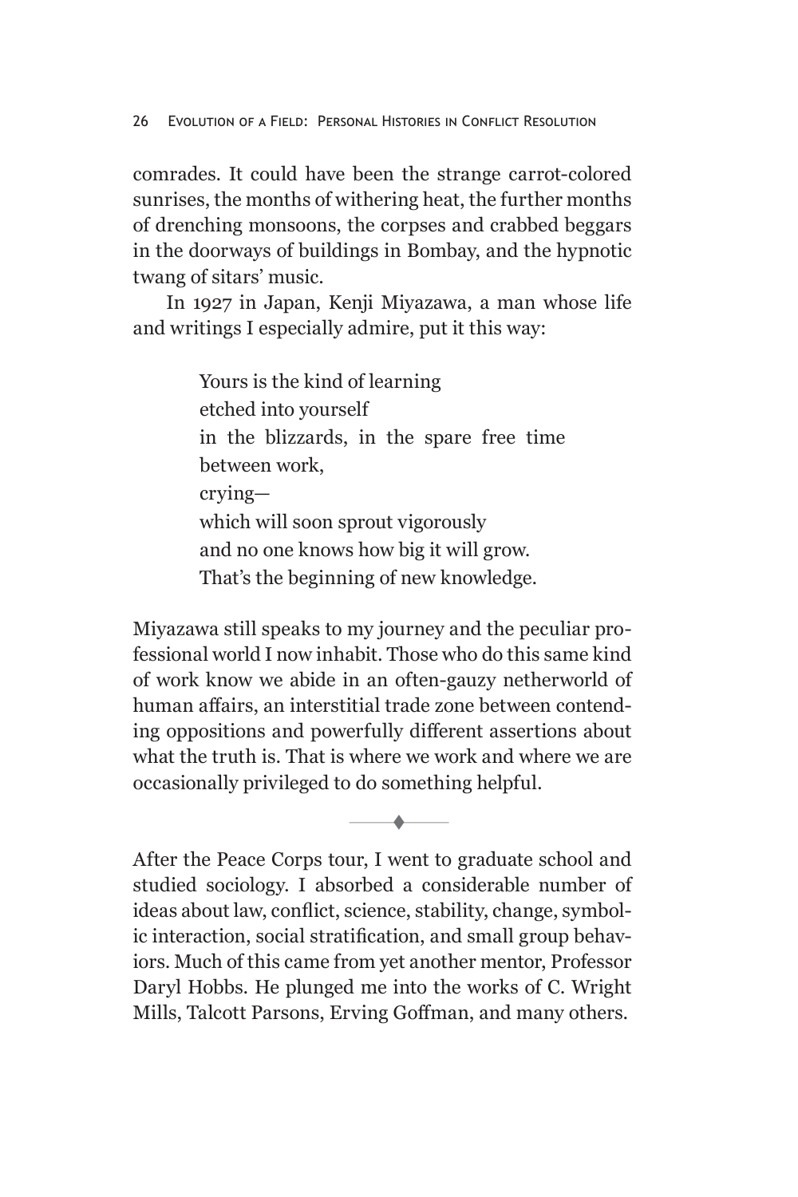comrades. It could have been the strange carrot-colored sunrises, the months of withering heat, the further months of drenching monsoons, the corpses and crabbed beggars in the doorways of buildings in Bombay, and the hypnotic twang of sitars' music.

In 1927 in Japan, Kenji Miyazawa, a man whose life and writings I especially admire, put it this way:

> Yours is the kind of learning
> etched into yourself
> in the blizzards, in the spare free time between work,
> crying—
> which will soon sprout vigorously
> and no one knows how big it will grow.
> That's the beginning of new knowledge.

Miyazawa still speaks to my journey and the peculiar professional world I now inhabit. Those who do this same kind of work know we abide in an often-gauzy netherworld of human affairs, an interstitial trade zone between contending oppositions and powerfully different assertions about what the truth is. That is where we work and where we are occasionally privileged to do something helpful.

---

After the Peace Corps tour, I went to graduate school and studied sociology. I absorbed a considerable number of ideas about law, conflict, science, stability, change, symbolic interaction, social stratification, and small group behaviors. Much of this came from yet another mentor, Professor Daryl Hobbs. He plunged me into the works of C. Wright Mills, Talcott Parsons, Erving Goffman, and many others.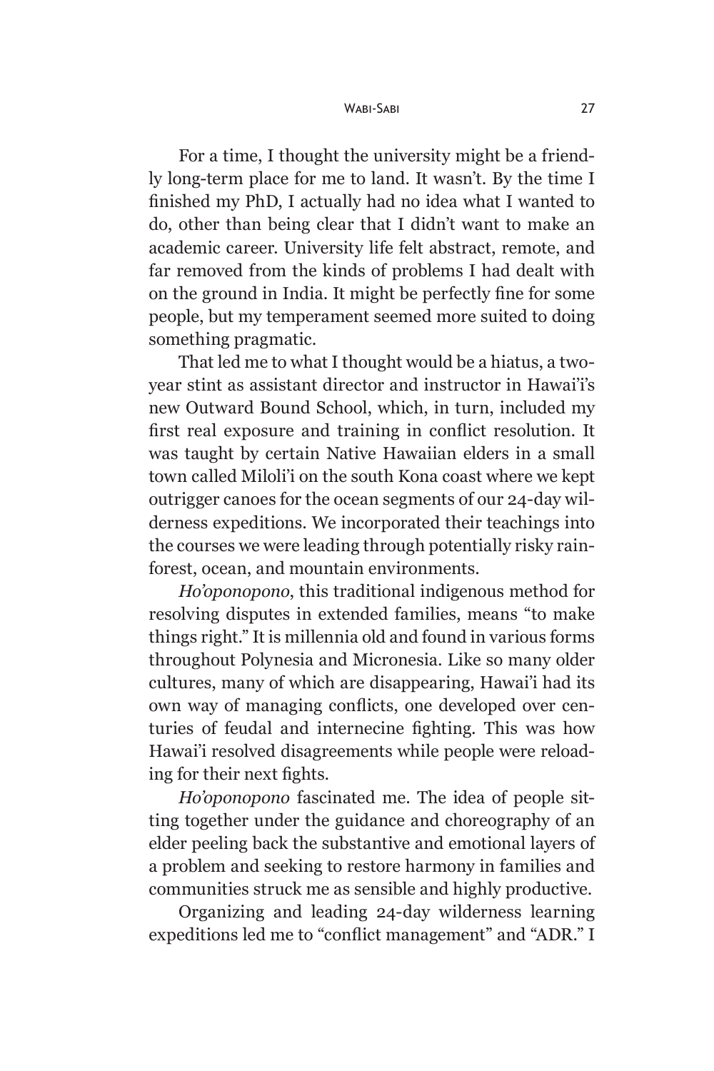For a time, I thought the university might be a friendly long-term place for me to land. It wasn't. By the time I finished my PhD, I actually had no idea what I wanted to do, other than being clear that I didn't want to make an academic career. University life felt abstract, remote, and far removed from the kinds of problems I had dealt with on the ground in India. It might be perfectly fine for some people, but my temperament seemed more suited to doing something pragmatic.

That led me to what I thought would be a hiatus, a two-year stint as assistant director and instructor in Hawai'i's new Outward Bound School, which, in turn, included my first real exposure and training in conflict resolution. It was taught by certain Native Hawaiian elders in a small town called Miloli'i on the south Kona coast where we kept outrigger canoes for the ocean segments of our 24-day wilderness expeditions. We incorporated their teachings into the courses we were leading through potentially risky rainforest, ocean, and mountain environments.

*Ho'oponopono*, this traditional indigenous method for resolving disputes in extended families, means "to make things right." It is millennia old and found in various forms throughout Polynesia and Micronesia. Like so many older cultures, many of which are disappearing, Hawai'i had its own way of managing conflicts, one developed over centuries of feudal and internecine fighting. This was how Hawai'i resolved disagreements while people were reloading for their next fights.

*Ho'oponopono* fascinated me. The idea of people sitting together under the guidance and choreography of an elder peeling back the substantive and emotional layers of a problem and seeking to restore harmony in families and communities struck me as sensible and highly productive.

Organizing and leading 24-day wilderness learning expeditions led me to "conflict management" and "ADR." I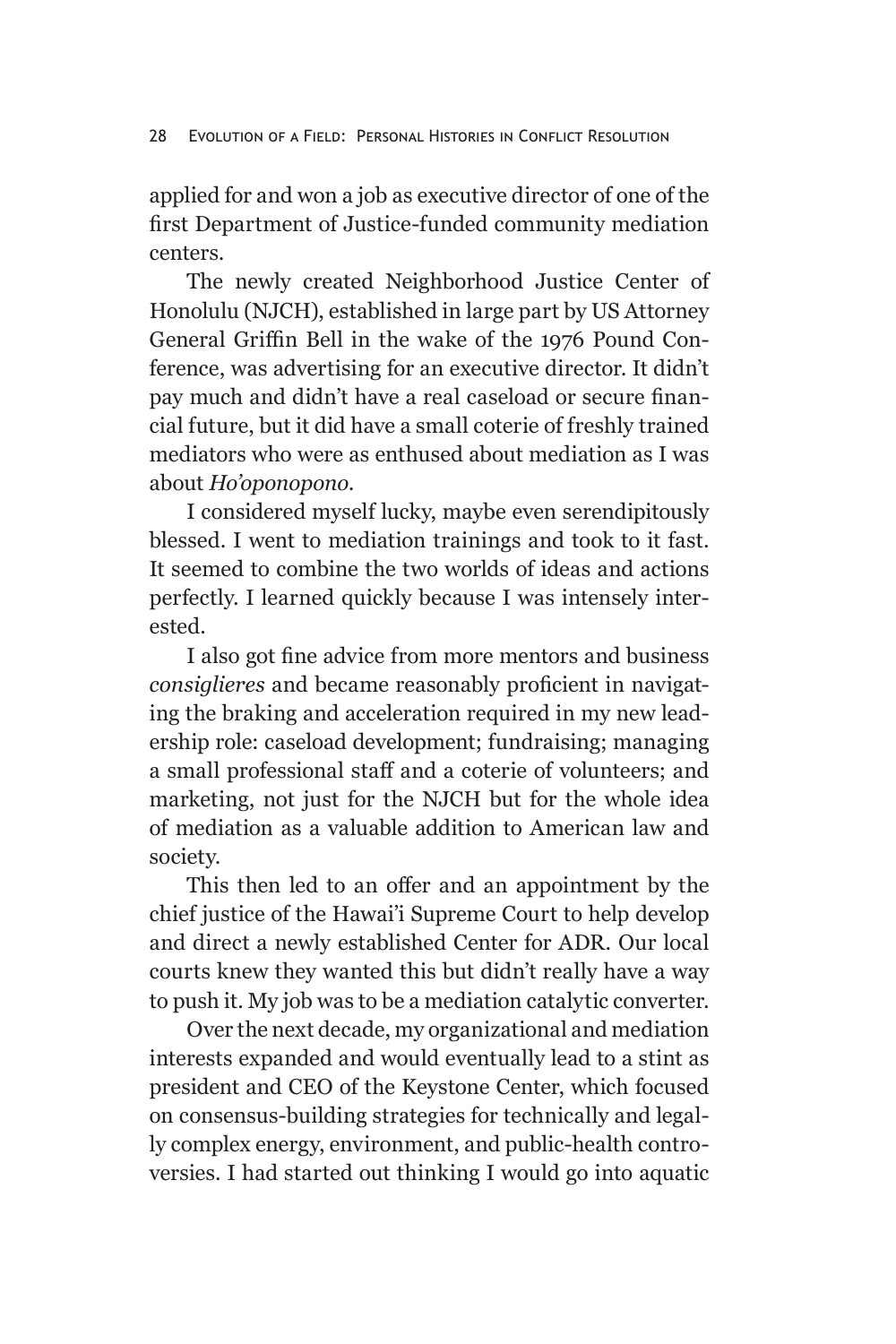applied for and won a job as executive director of one of the first Department of Justice-funded community mediation centers.

The newly created Neighborhood Justice Center of Honolulu (NJCH), established in large part by US Attorney General Griffin Bell in the wake of the 1976 Pound Conference, was advertising for an executive director. It didn't pay much and didn't have a real caseload or secure financial future, but it did have a small coterie of freshly trained mediators who were as enthused about mediation as I was about *Ho'oponopono*.

I considered myself lucky, maybe even serendipitously blessed. I went to mediation trainings and took to it fast. It seemed to combine the two worlds of ideas and actions perfectly. I learned quickly because I was intensely interested.

I also got fine advice from more mentors and business *consiglieres* and became reasonably proficient in navigating the braking and acceleration required in my new leadership role: caseload development; fundraising; managing a small professional staff and a coterie of volunteers; and marketing, not just for the NJCH but for the whole idea of mediation as a valuable addition to American law and society.

This then led to an offer and an appointment by the chief justice of the Hawai'i Supreme Court to help develop and direct a newly established Center for ADR. Our local courts knew they wanted this but didn't really have a way to push it. My job was to be a mediation catalytic converter.

Over the next decade, my organizational and mediation interests expanded and would eventually lead to a stint as president and CEO of the Keystone Center, which focused on consensus-building strategies for technically and legally complex energy, environment, and public-health controversies. I had started out thinking I would go into aquatic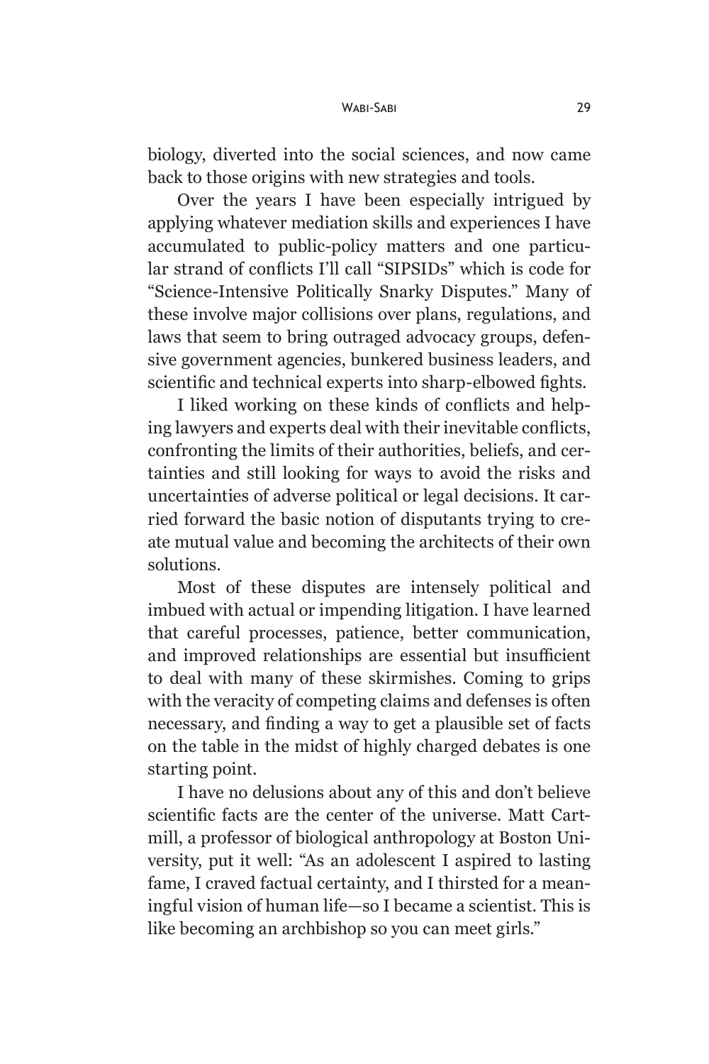biology, diverted into the social sciences, and now came back to those origins with new strategies and tools.

Over the years I have been especially intrigued by applying whatever mediation skills and experiences I have accumulated to public-policy matters and one particular strand of conflicts I'll call "SIPSIDs" which is code for "Science-Intensive Politically Snarky Disputes." Many of these involve major collisions over plans, regulations, and laws that seem to bring outraged advocacy groups, defensive government agencies, bunkered business leaders, and scientific and technical experts into sharp-elbowed fights.

I liked working on these kinds of conflicts and helping lawyers and experts deal with their inevitable conflicts, confronting the limits of their authorities, beliefs, and certainties and still looking for ways to avoid the risks and uncertainties of adverse political or legal decisions. It carried forward the basic notion of disputants trying to create mutual value and becoming the architects of their own solutions.

Most of these disputes are intensely political and imbued with actual or impending litigation. I have learned that careful processes, patience, better communication, and improved relationships are essential but insufficient to deal with many of these skirmishes. Coming to grips with the veracity of competing claims and defenses is often necessary, and finding a way to get a plausible set of facts on the table in the midst of highly charged debates is one starting point.

I have no delusions about any of this and don't believe scientific facts are the center of the universe. Matt Cartmill, a professor of biological anthropology at Boston University, put it well: "As an adolescent I aspired to lasting fame, I craved factual certainty, and I thirsted for a meaningful vision of human life—so I became a scientist. This is like becoming an archbishop so you can meet girls."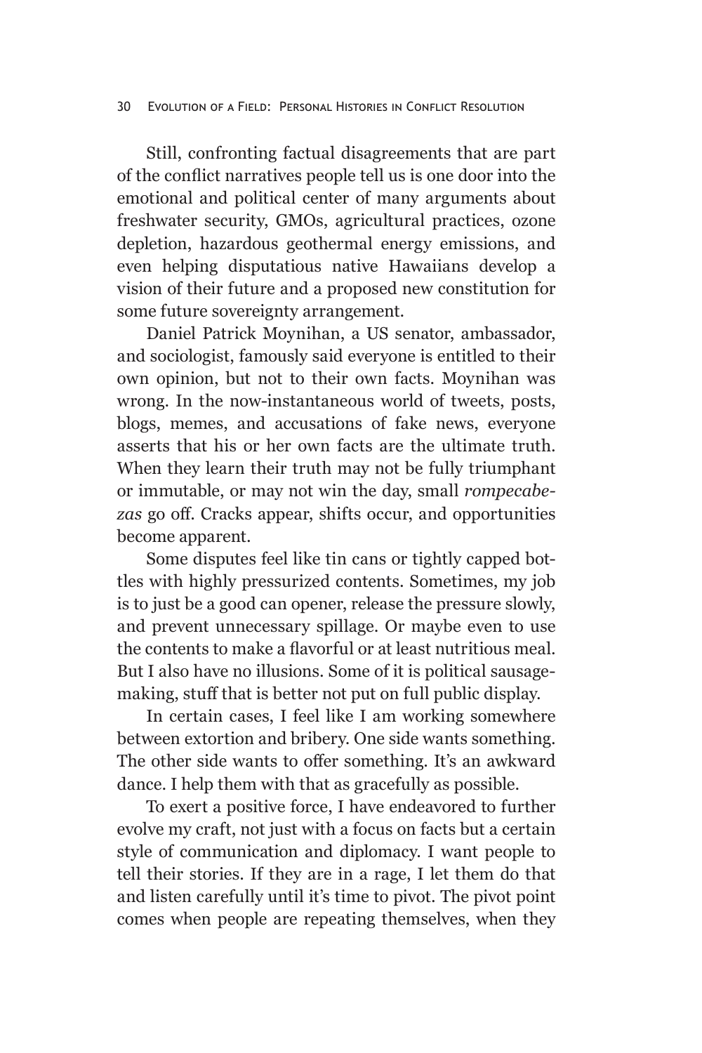Still, confronting factual disagreements that are part of the conflict narratives people tell us is one door into the emotional and political center of many arguments about freshwater security, GMOs, agricultural practices, ozone depletion, hazardous geothermal energy emissions, and even helping disputatious native Hawaiians develop a vision of their future and a proposed new constitution for some future sovereignty arrangement.

Daniel Patrick Moynihan, a US senator, ambassador, and sociologist, famously said everyone is entitled to their own opinion, but not to their own facts. Moynihan was wrong. In the now-instantaneous world of tweets, posts, blogs, memes, and accusations of fake news, everyone asserts that his or her own facts are the ultimate truth. When they learn their truth may not be fully triumphant or immutable, or may not win the day, small *rompecabezas* go off. Cracks appear, shifts occur, and opportunities become apparent.

Some disputes feel like tin cans or tightly capped bottles with highly pressurized contents. Sometimes, my job is to just be a good can opener, release the pressure slowly, and prevent unnecessary spillage. Or maybe even to use the contents to make a flavorful or at least nutritious meal. But I also have no illusions. Some of it is political sausage-making, stuff that is better not put on full public display.

In certain cases, I feel like I am working somewhere between extortion and bribery. One side wants something. The other side wants to offer something. It's an awkward dance. I help them with that as gracefully as possible.

To exert a positive force, I have endeavored to further evolve my craft, not just with a focus on facts but a certain style of communication and diplomacy. I want people to tell their stories. If they are in a rage, I let them do that and listen carefully until it's time to pivot. The pivot point comes when people are repeating themselves, when they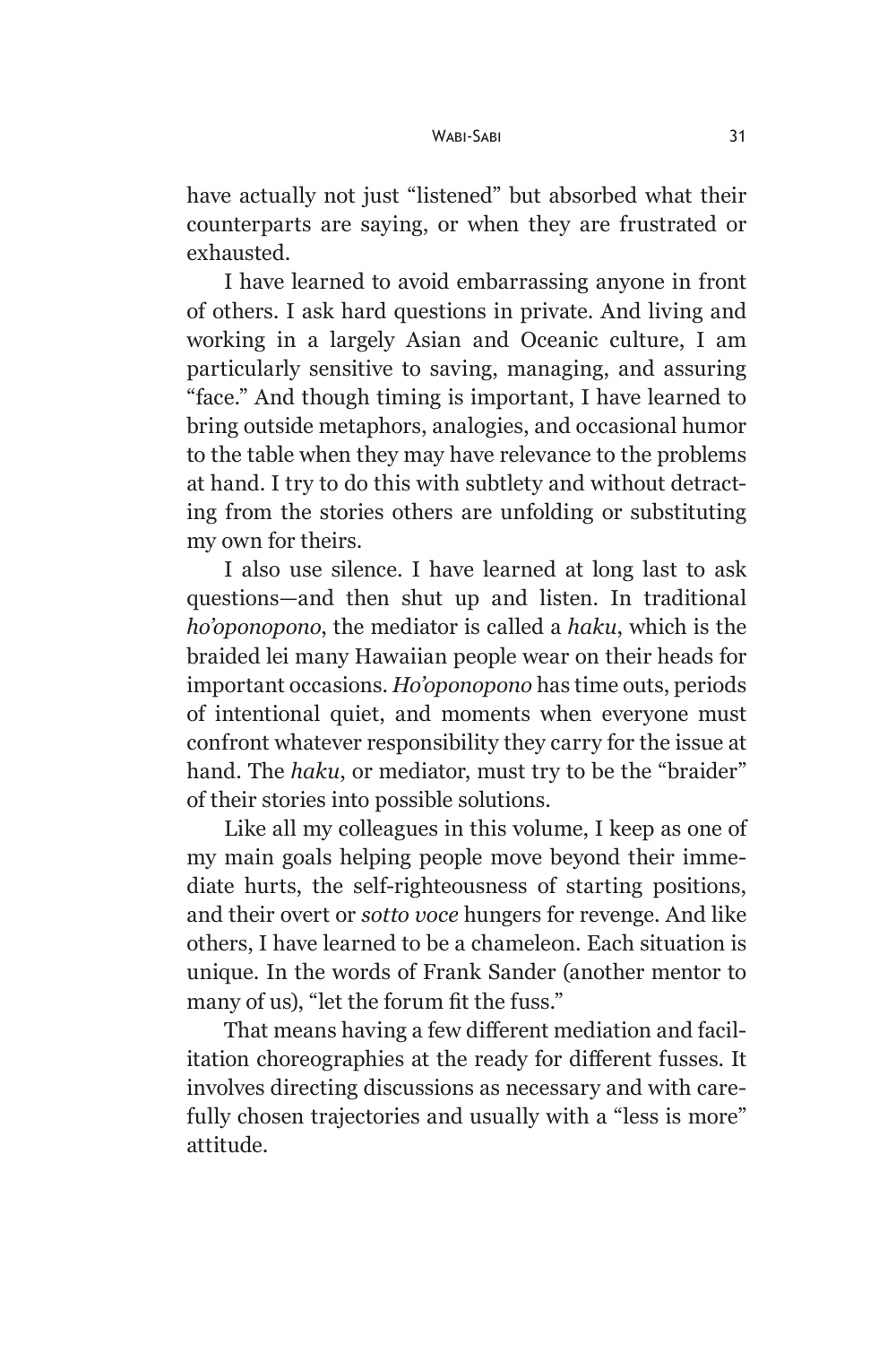have actually not just "listened" but absorbed what their counterparts are saying, or when they are frustrated or exhausted.

I have learned to avoid embarrassing anyone in front of others. I ask hard questions in private. And living and working in a largely Asian and Oceanic culture, I am particularly sensitive to saving, managing, and assuring "face." And though timing is important, I have learned to bring outside metaphors, analogies, and occasional humor to the table when they may have relevance to the problems at hand. I try to do this with subtlety and without detracting from the stories others are unfolding or substituting my own for theirs.

I also use silence. I have learned at long last to ask questions—and then shut up and listen. In traditional *ho'oponopono*, the mediator is called a *haku*, which is the braided lei many Hawaiian people wear on their heads for important occasions. *Ho'oponopono* has time outs, periods of intentional quiet, and moments when everyone must confront whatever responsibility they carry for the issue at hand. The *haku*, or mediator, must try to be the "braider" of their stories into possible solutions.

Like all my colleagues in this volume, I keep as one of my main goals helping people move beyond their immediate hurts, the self-righteousness of starting positions, and their overt or *sotto voce* hungers for revenge. And like others, I have learned to be a chameleon. Each situation is unique. In the words of Frank Sander (another mentor to many of us), "let the forum fit the fuss."

That means having a few different mediation and facilitation choreographies at the ready for different fusses. It involves directing discussions as necessary and with carefully chosen trajectories and usually with a "less is more" attitude.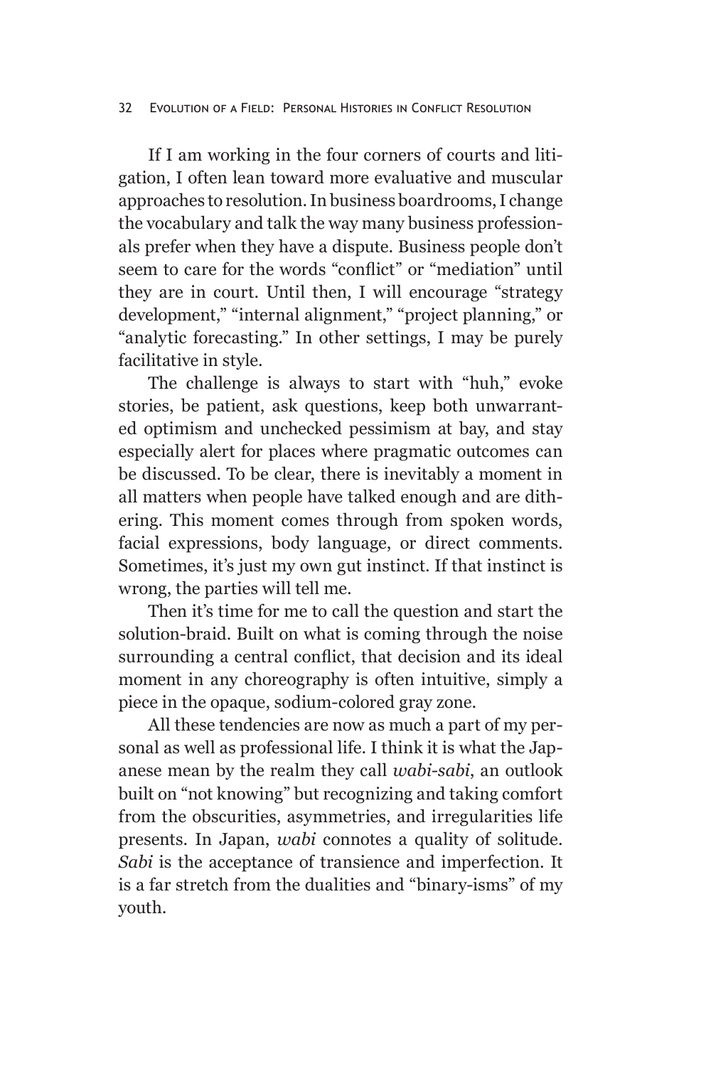If I am working in the four corners of courts and litigation, I often lean toward more evaluative and muscular approaches to resolution. In business boardrooms, I change the vocabulary and talk the way many business professionals prefer when they have a dispute. Business people don't seem to care for the words "conflict" or "mediation" until they are in court. Until then, I will encourage "strategy development," "internal alignment," "project planning," or "analytic forecasting." In other settings, I may be purely facilitative in style.

The challenge is always to start with "huh," evoke stories, be patient, ask questions, keep both unwarranted optimism and unchecked pessimism at bay, and stay especially alert for places where pragmatic outcomes can be discussed. To be clear, there is inevitably a moment in all matters when people have talked enough and are dithering. This moment comes through from spoken words, facial expressions, body language, or direct comments. Sometimes, it's just my own gut instinct. If that instinct is wrong, the parties will tell me.

Then it's time for me to call the question and start the solution-braid. Built on what is coming through the noise surrounding a central conflict, that decision and its ideal moment in any choreography is often intuitive, simply a piece in the opaque, sodium-colored gray zone.

All these tendencies are now as much a part of my personal as well as professional life. I think it is what the Japanese mean by the realm they call *wabi-sabi*, an outlook built on "not knowing" but recognizing and taking comfort from the obscurities, asymmetries, and irregularities life presents. In Japan, *wabi* connotes a quality of solitude. *Sabi* is the acceptance of transience and imperfection. It is a far stretch from the dualities and "binary-isms" of my youth.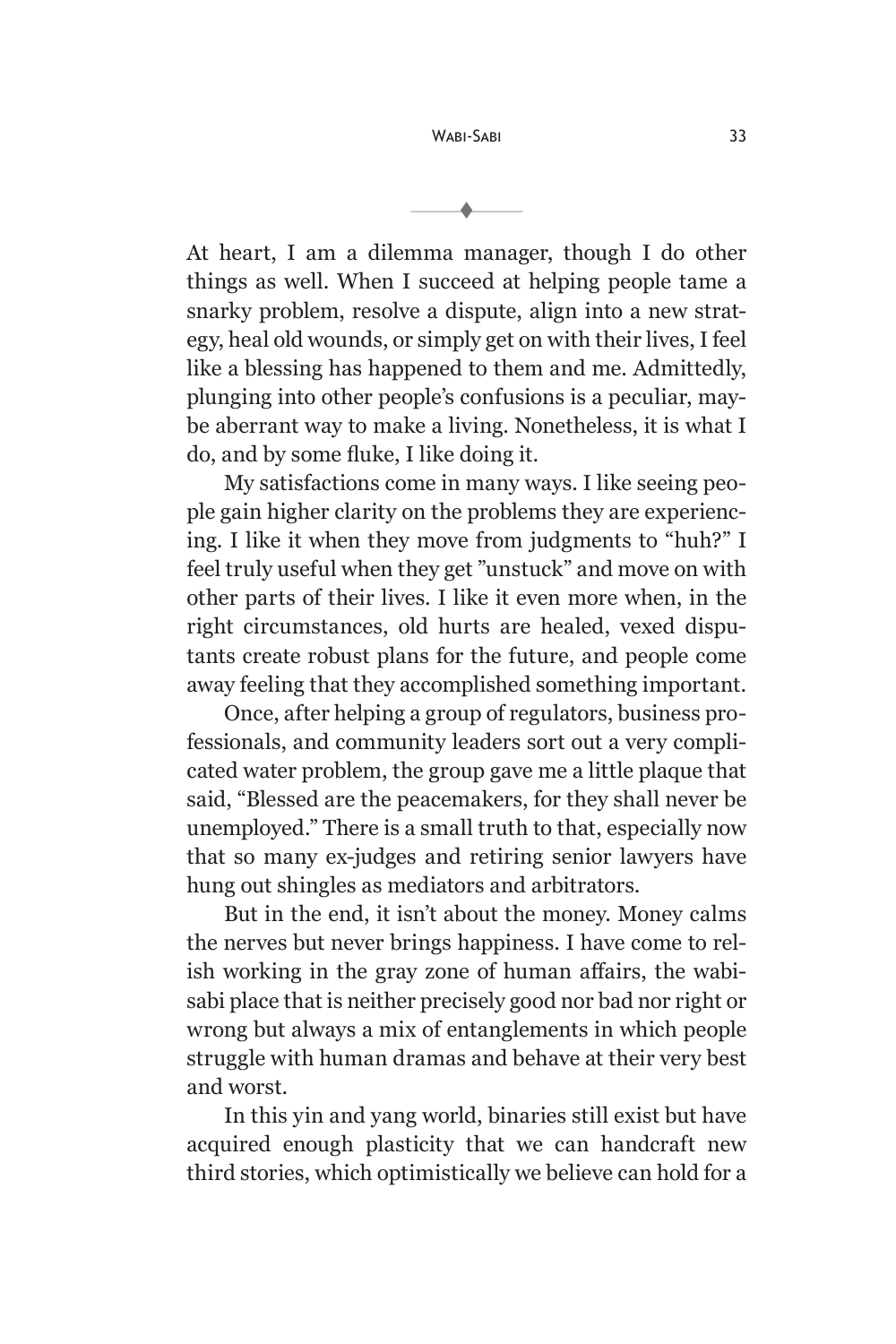At heart, I am a dilemma manager, though I do other things as well. When I succeed at helping people tame a snarky problem, resolve a dispute, align into a new strategy, heal old wounds, or simply get on with their lives, I feel like a blessing has happened to them and me. Admittedly, plunging into other people's confusions is a peculiar, maybe aberrant way to make a living. Nonetheless, it is what I do, and by some fluke, I like doing it.

My satisfactions come in many ways. I like seeing people gain higher clarity on the problems they are experiencing. I like it when they move from judgments to "huh?" I feel truly useful when they get "unstuck" and move on with other parts of their lives. I like it even more when, in the right circumstances, old hurts are healed, vexed disputants create robust plans for the future, and people come away feeling that they accomplished something important.

Once, after helping a group of regulators, business professionals, and community leaders sort out a very complicated water problem, the group gave me a little plaque that said, "Blessed are the peacemakers, for they shall never be unemployed." There is a small truth to that, especially now that so many ex-judges and retiring senior lawyers have hung out shingles as mediators and arbitrators.

But in the end, it isn't about the money. Money calms the nerves but never brings happiness. I have come to relish working in the gray zone of human affairs, the wabi-sabi place that is neither precisely good nor bad nor right or wrong but always a mix of entanglements in which people struggle with human dramas and behave at their very best and worst.

In this yin and yang world, binaries still exist but have acquired enough plasticity that we can handcraft new third stories, which optimistically we believe can hold for a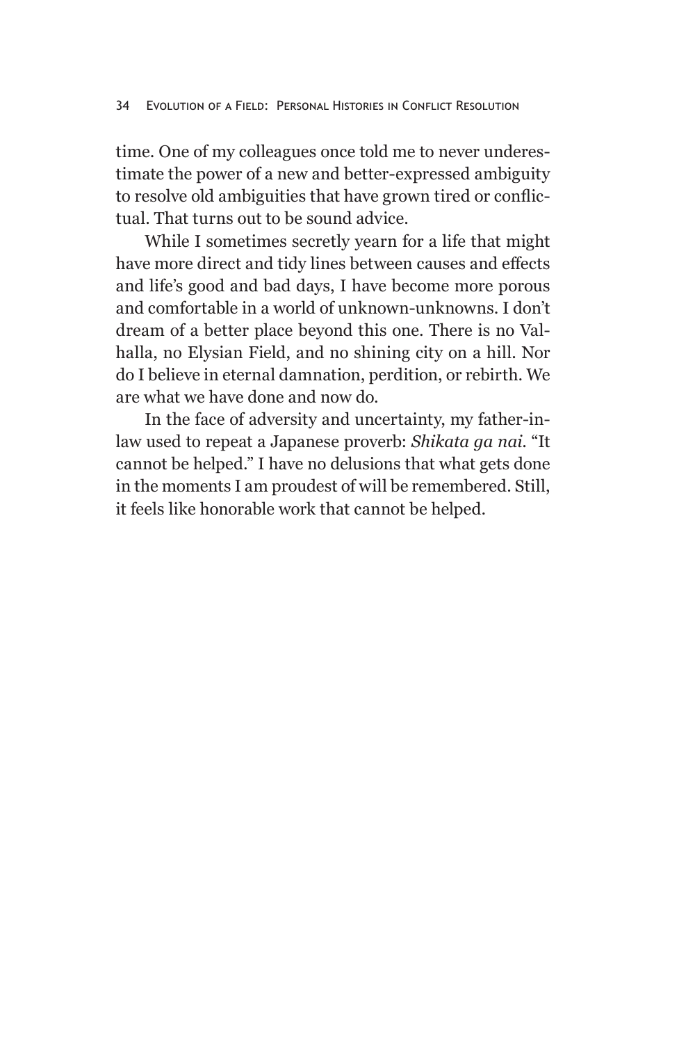time. One of my colleagues once told me to never underestimate the power of a new and better-expressed ambiguity to resolve old ambiguities that have grown tired or conflictual. That turns out to be sound advice.

While I sometimes secretly yearn for a life that might have more direct and tidy lines between causes and effects and life's good and bad days, I have become more porous and comfortable in a world of unknown-unknowns. I don't dream of a better place beyond this one. There is no Valhalla, no Elysian Field, and no shining city on a hill. Nor do I believe in eternal damnation, perdition, or rebirth. We are what we have done and now do.

In the face of adversity and uncertainty, my father-in-law used to repeat a Japanese proverb: *Shikata ga nai.* "It cannot be helped." I have no delusions that what gets done in the moments I am proudest of will be remembered. Still, it feels like honorable work that cannot be helped.